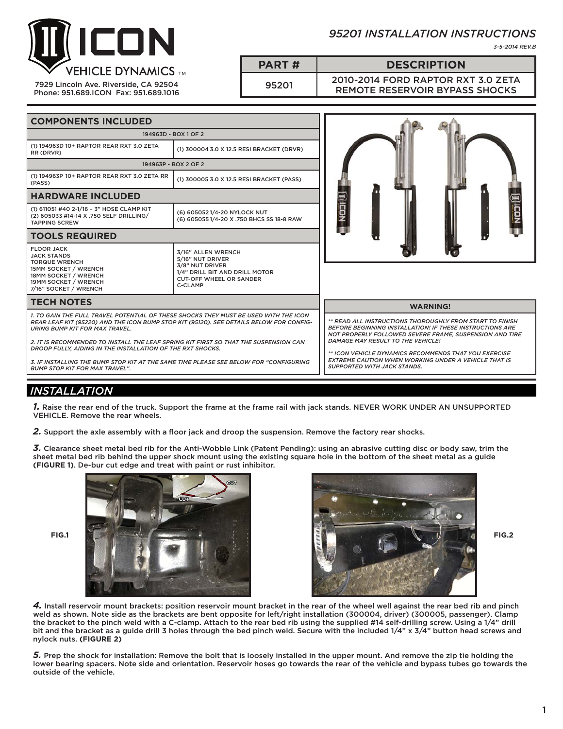# ICON VEHICLE DYNAMICS ™

7929 Lincoln Ave. Riverside, CA 92504
Phone: 951.689.ICON Fax: 951.689.1016

## *95201 INSTALLATION INSTRUCTIONS*

*3-5-2014 REV.B*

| PART # | DESCRIPTION |
|---|---|
| 95201 | 2010-2014 FORD RAPTOR RXT 3.0 ZETA REMOTE RESERVOIR BYPASS SHOCKS |

## COMPONENTS INCLUDED

| 194963D - BOX 1 OF 2 | |
|---|---|
| (1) 194963D 10+ RAPTOR REAR RXT 3.0 ZETA RR (DRVR) | (1) 300004 3.0 X 12.5 RESI BRACKET (DRVR) |
| **194963P - BOX 2 OF 2** | |
| (1) 194963P 10+ RAPTOR REAR RXT 3.0 ZETA RR (PASS) | (1) 300005 3.0 X 12.5 RESI BRACKET (PASS) |

## HARDWARE INCLUDED

| | |
|---|---|
| (1) 611051 #40 2-1/16 – 3" HOSE CLAMP KIT<br>(2) 605033 #14-14 X .750 SELF DRILLING/ TAPPING SCREW | (6) 605052 1/4-20 NYLOCK NUT<br>(6) 605055 1/4-20 X .750 BHCS SS 18-8 RAW |

## TOOLS REQUIRED

| | |
|---|---|
| FLOOR JACK<br>JACK STANDS<br>TORQUE WRENCH<br>15MM SOCKET / WRENCH<br>18MM SOCKET / WRENCH<br>19MM SOCKET / WRENCH<br>7/16" SOCKET / WRENCH | 3/16" ALLEN WRENCH<br>5/16" NUT DRIVER<br>3/8" NUT DRIVER<br>1/4" DRILL BIT AND DRILL MOTOR<br>CUT-OFF WHEEL OR SANDER<br>C-CLAMP |

## TECH NOTES

*1. TO GAIN THE FULL TRAVEL POTENTIAL OF THESE SHOCKS THEY MUST BE USED WITH THE ICON REAR LEAF KIT (95220) AND THE ICON BUMP STOP KIT (95120). SEE DETAILS BELOW FOR CONFIGURING BUMP KIT FOR MAX TRAVEL.*

*2. IT IS RECOMMENDED TO INSTALL THE LEAF SPRING KIT FIRST SO THAT THE SUSPENSION CAN DROOP FULLY, AIDING IN THE INSTALLATION OF THE RXT SHOCKS.*

*3. IF INSTALLING THE BUMP STOP KIT AT THE SAME TIME PLEASE SEE BELOW FOR "CONFIGURING BUMP STOP KIT FOR MAX TRAVEL".*

## WARNING!

*** READ ALL INSTRUCTIONS THOROUGHLY FROM START TO FINISH BEFORE BEGINNING INSTALLATION! IF THESE INSTRUCTIONS ARE NOT PROPERLY FOLLOWED SEVERE FRAME, SUSPENSION AND TIRE DAMAGE MAY RESULT TO THE VEHICLE!*

*** ICON VEHICLE DYNAMICS RECOMMENDS THAT YOU EXERCISE EXTREME CAUTION WHEN WORKING UNDER A VEHICLE THAT IS SUPPORTED WITH JACK STANDS.*

## *INSTALLATION*

***1.*** Raise the rear end of the truck. Support the frame at the frame rail with jack stands. NEVER WORK UNDER AN UNSUPPORTED VEHICLE. Remove the rear wheels.

***2.*** Support the axle assembly with a floor jack and droop the suspension. Remove the factory rear shocks.

***3.*** Clearance sheet metal bed rib for the Anti-Wobble Link (Patent Pending): using an abrasive cutting disc or body saw, trim the sheet metal bed rib behind the upper shock mount using the existing square hole in the bottom of the sheet metal as a guide **(FIGURE 1)**. De-bur cut edge and treat with paint or rust inhibitor.

FIG.1

FIG.2

***4.*** Install reservoir mount brackets: position reservoir mount bracket in the rear of the wheel well against the rear bed rib and pinch weld as shown. Note side as the brackets are bent opposite for left/right installation (300004, driver) (300005, passenger). Clamp the bracket to the pinch weld with a C-clamp. Attach to the rear bed rib using the supplied #14 self-drilling screw. Using a 1/4" drill bit and the bracket as a guide drill 3 holes through the bed pinch weld. Secure with the included 1/4" x 3/4" button head screws and nylock nuts. **(FIGURE 2)**

***5.*** Prep the shock for installation: Remove the bolt that is loosely installed in the upper mount. And remove the zip tie holding the lower bearing spacers. Note side and orientation. Reservoir hoses go towards the rear of the vehicle and bypass tubes go towards the outside of the vehicle.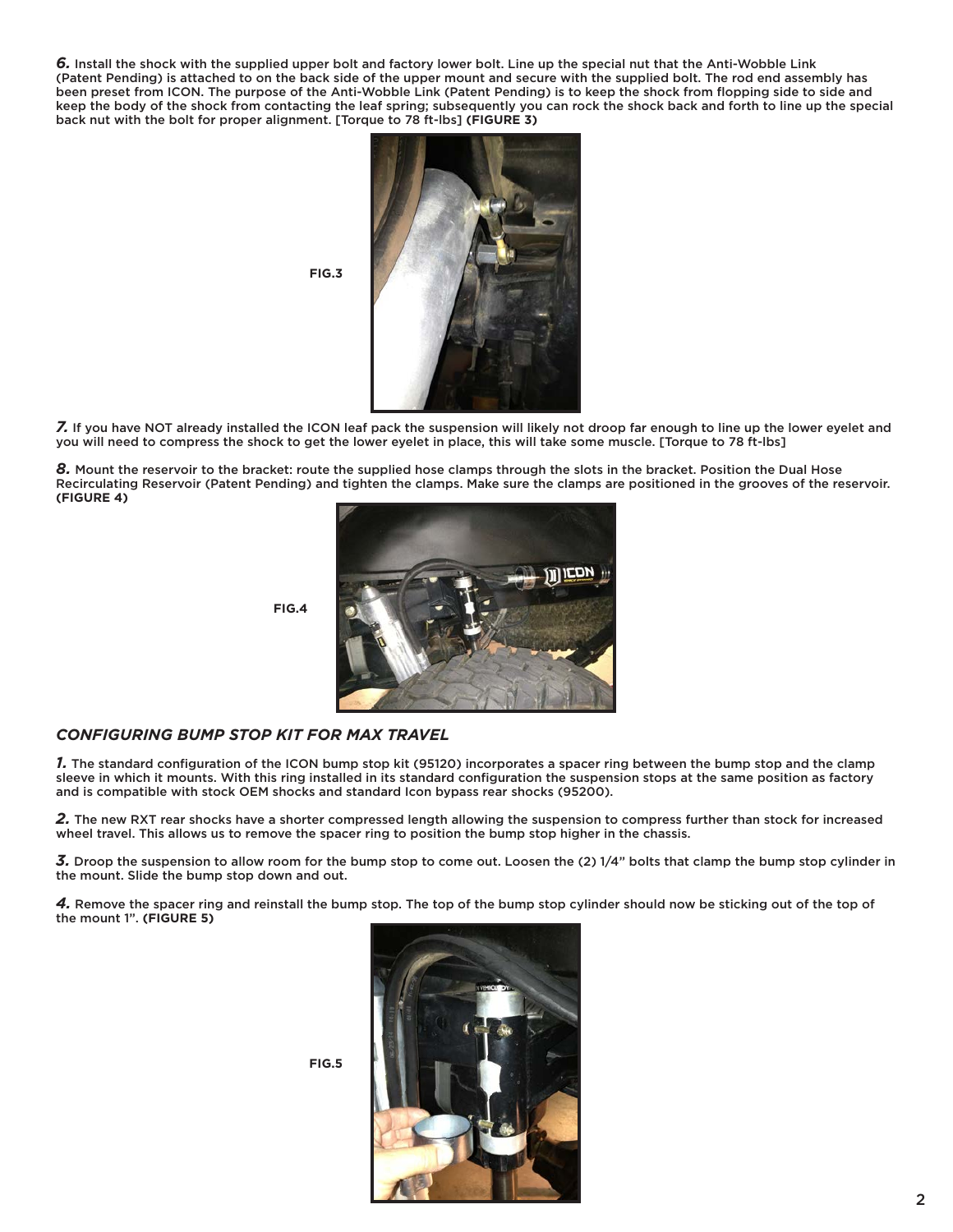***6.*** Install the shock with the supplied upper bolt and factory lower bolt. Line up the special nut that the Anti-Wobble Link (Patent Pending) is attached to on the back side of the upper mount and secure with the supplied bolt. The rod end assembly has been preset from ICON. The purpose of the Anti-Wobble Link (Patent Pending) is to keep the shock from flopping side to side and keep the body of the shock from contacting the leaf spring; subsequently you can rock the shock back and forth to line up the special back nut with the bolt for proper alignment. [Torque to 78 ft-lbs] **(FIGURE 3)**

**FIG.3**

***7.*** If you have NOT already installed the ICON leaf pack the suspension will likely not droop far enough to line up the lower eyelet and you will need to compress the shock to get the lower eyelet in place, this will take some muscle. [Torque to 78 ft-lbs]

***8.*** Mount the reservoir to the bracket: route the supplied hose clamps through the slots in the bracket. Position the Dual Hose Recirculating Reservoir (Patent Pending) and tighten the clamps. Make sure the clamps are positioned in the grooves of the reservoir. **(FIGURE 4)**

**FIG.4**

## *CONFIGURING BUMP STOP KIT FOR MAX TRAVEL*

***1.*** The standard configuration of the ICON bump stop kit (95120) incorporates a spacer ring between the bump stop and the clamp sleeve in which it mounts. With this ring installed in its standard configuration the suspension stops at the same position as factory and is compatible with stock OEM shocks and standard Icon bypass rear shocks (95200).

***2.*** The new RXT rear shocks have a shorter compressed length allowing the suspension to compress further than stock for increased wheel travel. This allows us to remove the spacer ring to position the bump stop higher in the chassis.

***3.*** Droop the suspension to allow room for the bump stop to come out. Loosen the (2) 1/4" bolts that clamp the bump stop cylinder in the mount. Slide the bump stop down and out.

***4.*** Remove the spacer ring and reinstall the bump stop. The top of the bump stop cylinder should now be sticking out of the top of the mount 1". **(FIGURE 5)**

**FIG.5**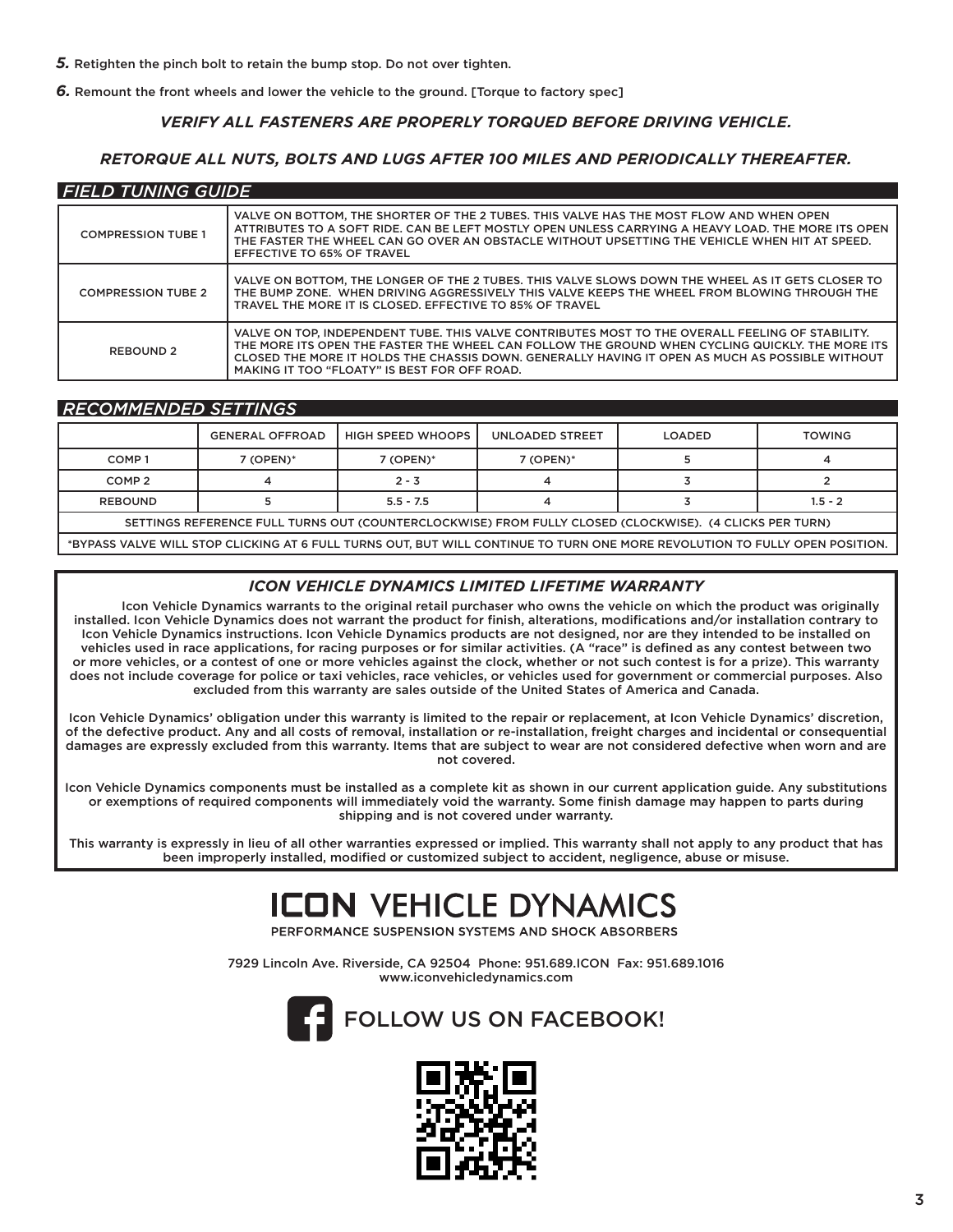**5.** Retighten the pinch bolt to retain the bump stop. Do not over tighten.

**6.** Remount the front wheels and lower the vehicle to the ground. [Torque to factory spec]

***VERIFY ALL FASTENERS ARE PROPERLY TORQUED BEFORE DRIVING VEHICLE.***

***RETORQUE ALL NUTS, BOLTS AND LUGS AFTER 100 MILES AND PERIODICALLY THEREAFTER.***

## *FIELD TUNING GUIDE*

| | |
|---|---|
| COMPRESSION TUBE 1 | VALVE ON BOTTOM, THE SHORTER OF THE 2 TUBES. THIS VALVE HAS THE MOST FLOW AND WHEN OPEN ATTRIBUTES TO A SOFT RIDE. CAN BE LEFT MOSTLY OPEN UNLESS CARRYING A HEAVY LOAD. THE MORE ITS OPEN THE FASTER THE WHEEL CAN GO OVER AN OBSTACLE WITHOUT UPSETTING THE VEHICLE WHEN HIT AT SPEED. EFFECTIVE TO 65% OF TRAVEL |
| COMPRESSION TUBE 2 | VALVE ON BOTTOM, THE LONGER OF THE 2 TUBES. THIS VALVE SLOWS DOWN THE WHEEL AS IT GETS CLOSER TO THE BUMP ZONE. WHEN DRIVING AGGRESSIVELY THIS VALVE KEEPS THE WHEEL FROM BLOWING THROUGH THE TRAVEL THE MORE IT IS CLOSED. EFFECTIVE TO 85% OF TRAVEL |
| REBOUND 2 | VALVE ON TOP, INDEPENDENT TUBE. THIS VALVE CONTRIBUTES MOST TO THE OVERALL FEELING OF STABILITY. THE MORE ITS OPEN THE FASTER THE WHEEL CAN FOLLOW THE GROUND WHEN CYCLING QUICKLY. THE MORE ITS CLOSED THE MORE IT HOLDS THE CHASSIS DOWN. GENERALLY HAVING IT OPEN AS MUCH AS POSSIBLE WITHOUT MAKING IT TOO "FLOATY" IS BEST FOR OFF ROAD. |

## *RECOMMENDED SETTINGS*

| | GENERAL OFFROAD | HIGH SPEED WHOOPS | UNLOADED STREET | LOADED | TOWING |
|---|---|---|---|---|---|
| COMP 1 | 7 (OPEN)* | 7 (OPEN)* | 7 (OPEN)* | 5 | 4 |
| COMP 2 | 4 | 2 - 3 | 4 | 3 | 2 |
| REBOUND | 5 | 5.5 - 7.5 | 4 | 3 | 1.5 - 2 |

SETTINGS REFERENCE FULL TURNS OUT (COUNTERCLOCKWISE) FROM FULLY CLOSED (CLOCKWISE). (4 CLICKS PER TURN)

*BYPASS VALVE WILL STOP CLICKING AT 6 FULL TURNS OUT, BUT WILL CONTINUE TO TURN ONE MORE REVOLUTION TO FULLY OPEN POSITION.

### *ICON VEHICLE DYNAMICS LIMITED LIFETIME WARRANTY*

Icon Vehicle Dynamics warrants to the original retail purchaser who owns the vehicle on which the product was originally installed. Icon Vehicle Dynamics does not warrant the product for finish, alterations, modifications and/or installation contrary to Icon Vehicle Dynamics instructions. Icon Vehicle Dynamics products are not designed, nor are they intended to be installed on vehicles used in race applications, for racing purposes or for similar activities. (A "race" is defined as any contest between two or more vehicles, or a contest of one or more vehicles against the clock, whether or not such contest is for a prize). This warranty does not include coverage for police or taxi vehicles, race vehicles, or vehicles used for government or commercial purposes. Also excluded from this warranty are sales outside of the United States of America and Canada.

Icon Vehicle Dynamics' obligation under this warranty is limited to the repair or replacement, at Icon Vehicle Dynamics' discretion, of the defective product. Any and all costs of removal, installation or re-installation, freight charges and incidental or consequential damages are expressly excluded from this warranty. Items that are subject to wear are not considered defective when worn and are not covered.

Icon Vehicle Dynamics components must be installed as a complete kit as shown in our current application guide. Any substitutions or exemptions of required components will immediately void the warranty. Some finish damage may happen to parts during shipping and is not covered under warranty.

This warranty is expressly in lieu of all other warranties expressed or implied. This warranty shall not apply to any product that has been improperly installed, modified or customized subject to accident, negligence, abuse or misuse.

# ICON VEHICLE DYNAMICS

PERFORMANCE SUSPENSION SYSTEMS AND SHOCK ABSORBERS

7929 Lincoln Ave. Riverside, CA 92504 Phone: 951.689.ICON Fax: 951.689.1016
www.iconvehicledynamics.com

FOLLOW US ON FACEBOOK!